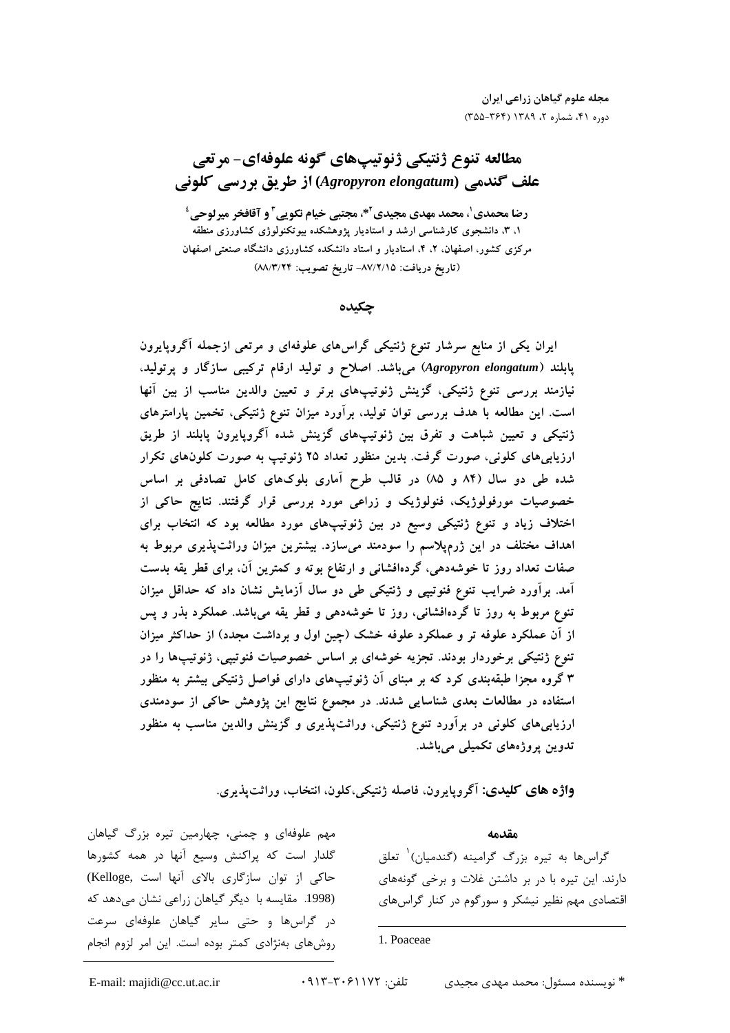# مطالعه تنوع ژنتیکی ژنوتیپ‌های گونه علوفه‌ای- مرتعی علف گندمی (*Agropyron elongatum*) از طریق بررسی کلونی

**رضا محمدی[1]، محمد مهدی مجیدی[2]*، مجتبی خیام نکویی[3] و آقافخر میرلوحی[4]**

۱، ۳، دانشجوی کارشناسی ارشد و استادیار پژوهشکده بیوتکنولوژی کشاورزی منطقه مرکزی کشور، اصفهان، ۲، ۴، استادیار و استاد دانشکده کشاورزی دانشگاه صنعتی اصفهان

(تاریخ دریافت: ۸۷/۲/۱۵- تاریخ تصویب: ۸۸/۳/۲۴)

## چکیده

**ایران یکی از منابع سرشار تنوع ژنتیکی گراس‌های علوفه‌ای و مرتعی ازجمله آگروپایرون پابلند (*Agropyron elongatum*) می‌باشد. اصلاح و تولید ارقام ترکیبی سازگار و پرتولید، نیازمند بررسی تنوع ژنتیکی، گزینش ژنوتیپ‌های برتر و تعیین والدین مناسب از بین آنها است. این مطالعه با هدف بررسی توان تولید، برآورد میزان تنوع ژنتیکی، تخمین پارامترهای ژنتیکی و تعیین شباهت و تفرق بین ژنوتیپ‌های گزینش شده آگروپایرون پابلند از طریق ارزیابی‌های کلونی، صورت گرفت. بدین منظور تعداد ۲۵ ژنوتیپ به صورت کلون‌های تکرار شده طی دو سال (۸۴ و ۸۵) در قالب طرح آماری بلوک‌های کامل تصادفی بر اساس خصوصیات مورفولوژیک، فنولوژیک و زراعی مورد بررسی قرار گرفتند. نتایج حاکی از اختلاف زیاد و تنوع ژنتیکی وسیع در بین ژنوتیپ‌های مورد مطالعه بود که انتخاب برای اهداف مختلف در این ژرم‌پلاسم را سودمند می‌سازد. بیشترین میزان وراثت‌پذیری مربوط به صفات تعداد روز تا خوشه‌دهی، گرده‌افشانی و ارتفاع بوته و کمترین آن، برای قطر یقه بدست آمد. برآورد ضرایب تنوع فنوتیپی و ژنتیکی طی دو سال آزمایش نشان داد که حداقل میزان تنوع مربوط به روز تا گرده‌افشانی، روز تا خوشه‌دهی و قطر یقه می‌باشد. عملکرد بذر و پس از آن عملکرد علوفه تر و عملکرد علوفه خشک (چین اول و برداشت مجدد) از حداکثر میزان تنوع ژنتیکی برخوردار بودند. تجزیه خوشه‌ای بر اساس خصوصیات فنوتیپی، ژنوتیپ‌ها را در ۳ گروه مجزا طبقه‌بندی کرد که بر مبنای آن ژنوتیپ‌های دارای فواصل ژنتیکی بیشتر به منظور استفاده در مطالعات بعدی شناسایی شدند. در مجموع نتایج این پژوهش حاکی از سودمندی ارزیابی‌های کلونی در برآورد تنوع ژنتیکی، وراثت‌پذیری و گزینش والدین مناسب به منظور تدوین پروژه‌های تکمیلی می‌باشد.**

**واژه های کلیدی:** آگروپایرون، فاصله ژنتیکی،کلون، انتخاب، وراثت‌پذیری.

### مقدمه

گراس‌ها به تیره بزرگ گرامینه (گندمیان)[1] تعلق دارند. این تیره با در بر داشتن غلات و برخی گونه‌های اقتصادی مهم نظیر نیشکر و سورگوم در کنار گراس‌های مهم علوفه‌ای و چمنی، چهارمین تیره بزرگ گیاهان گلدار است که پراکنش وسیع آنها در همه کشورها حاکی از توان سازگاری بالای آنها است (Kelloge, 1998). مقایسه با دیگر گیاهان زراعی نشان می‌دهد که در گراس‌ها و حتی سایر گیاهان علوفه‌ای سرعت روش‌های به‌نژادی کمتر بوده است. این امر لزوم انجام

1. Poaceae

* نویسنده مسئول: محمد مهدی مجیدی تلفن: ۰۹۱۳-۳۰۶۱۱۷۲ E-mail: majidi@cc.ut.ac.ir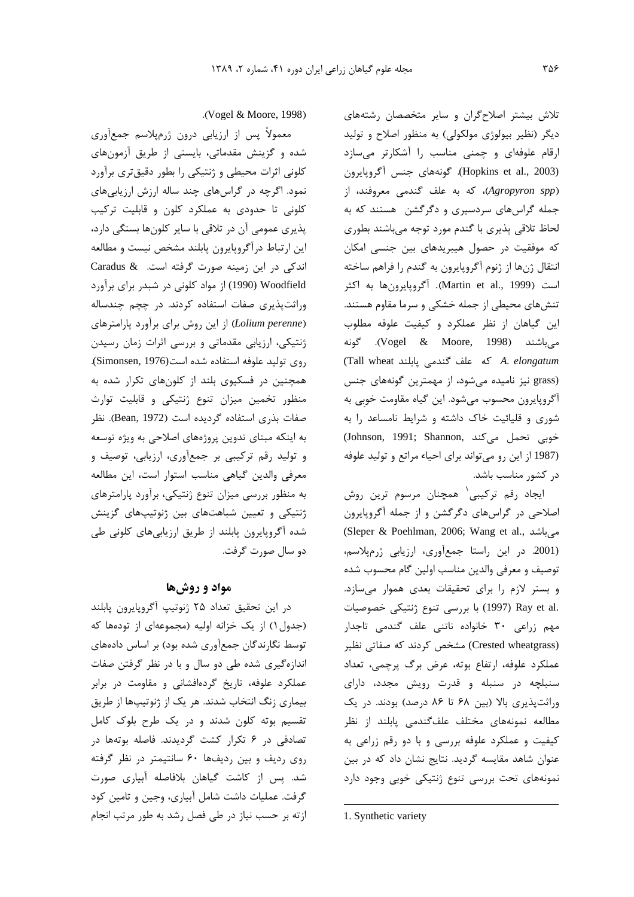تلاش بیشتر اصلاح‌گران و سایر متخصصان رشته‌های دیگر (نظیر بیولوژی مولکولی) به منظور اصلاح و تولید ارقام علوفه‌ای و چمنی مناسب را آشکارتر می‌سازد (Hopkins et al., 2003). گونه‌های جنس آگروپایرون (*Agropyron spp*)، که به علف گندمی معروفند، از جمله گراس‌های سردسیری و دگرگشن هستند که به لحاظ تلاقی پذیری با گندم مورد توجه می‌باشند بطوری که موفقیت در حصول هیبریدهای بین جنسی امکان انتقال ژن‌ها از ژنوم آگروپایرون به گندم را فراهم ساخته است (Martin et al., 1999). آگروپایرون‌ها به اکثر تنش‌های محیطی از جمله خشکی و سرما مقاوم هستند. این گیاهان از نظر عملکرد و کیفیت علوفه مطلوب می‌باشند (Vogel & Moore, 1998). گونه *A. elongatum* که علف گندمی پابلند (Tall wheat grass) نیز نامیده می‌شود، از مهمترین گونه‌های جنس آگروپایرون محسوب می‌شود. این گیاه مقاومت خوبی به شوری و قلیائیت خاک داشته و شرایط نامساعد را به خوبی تحمل می‌کند (Johnson, 1991; Shannon, 1987) از این رو می‌تواند برای احیاء مراتع و تولید علوفه در کشور مناسب باشد.

ایجاد رقم ترکیبی[1] همچنان مرسوم ترین روش اصلاحی در گراس‌های دگرگشن و از جمله آگروپایرون می‌باشد (Sleper & Poehlman, 2006; Wang et al., 2001). در این راستا جمع‌آوری، ارزیابی ژرم‌پلاسم، توصیف و معرفی والدین مناسب اولین گام محسوب شده و بستر لازم را برای تحقیقات بعدی هموار می‌سازد. Ray et al. (1997) با بررسی تنوع ژنتیکی خصوصیات مهم زراعی ۳۰ خانواده ناتنی علف گندمی تاجدار (Crested wheatgrass) مشخص کردند که صفاتی نظیر عملکرد علوفه، ارتفاع بوته، عرض برگ پرچمی، تعداد سنبلچه در سنبله و قدرت رویش مجدد، دارای وراثت‌پذیری بالا (بین ۶۸ تا ۸۶ درصد) بودند. در یک مطالعه نمونه‌های مختلف علف‌گندمی پابلند از نظر کیفیت و عملکرد علوفه بررسی و با دو رقم زراعی به عنوان شاهد مقایسه گردید. نتایج نشان داد که در بین نمونه‌های تحت بررسی تنوع ژنتیکی خوبی وجود دارد (Vogel & Moore, 1998).

معمولاً پس از ارزیابی درون ژرم‌پلاسم جمع‌آوری شده و گزینش مقدماتی، بایستی از طریق آزمون‌های کلونی اثرات محیطی و ژنتیکی را بطور دقیق‌تری برآورد نمود. اگرچه در گراس‌های چند ساله ارزش ارزیابی‌های کلونی تا حدودی به عملکرد کلون و قابلیت ترکیب پذیری عمومی آن در تلاقی با سایر کلون‌ها بستگی دارد، این ارتباط درآگروپایرون پابلند مشخص نیست و مطالعه اندکی در این زمینه صورت گرفته است. Caradus & Woodfield (1990) از مواد کلونی در شبدر برای برآورد وراثت‌پذیری صفات استفاده کردند. در چچم چندساله (*Lolium perenne*) از این روش برای برآورد پارامترهای ژنتیکی، ارزیابی مقدماتی و بررسی اثرات زمان رسیدن روی تولید علوفه استفاده شده است(Simonsen, 1976). همچنین در فسکیوی بلند از کلون‌های تکرار شده به منظور تخمین میزان تنوع ژنتیکی و قابلیت توارث صفات بذری استفاده گردیده است (Bean, 1972). نظر به اینکه مبنای تدوین پروژه‌های اصلاحی به ویژه توسعه و تولید رقم ترکیبی بر جمع‌آوری، ارزیابی، توصیف و معرفی والدین گیاهی مناسب استوار است، این مطالعه به منظور بررسی میزان تنوع ژنتیکی، برآورد پارامترهای ژنتیکی و تعیین شباهت‌های بین ژنوتیپ‌های گزینش شده آگروپایرون پابلند از طریق ارزیابی‌های کلونی طی دو سال صورت گرفت.

## مواد و روش‌ها

در این تحقیق تعداد ۲۵ ژنوتیپ آگروپایرون پابلند (جدول۱) از یک خزانه اولیه (مجموعه‌ای از توده‌ها که توسط نگارندگان جمع‌آوری شده بود) بر اساس داده‌های اندازه‌گیری شده طی دو سال و با در نظر گرفتن صفات عملکرد علوفه، تاریخ گرده‌افشانی و مقاومت در برابر بیماری زنگ انتخاب شدند. هر یک از ژنوتیپ‌ها از طریق تقسیم بوته کلون شدند و در یک طرح بلوک کامل تصادفی در ۶ تکرار کشت گردیدند. فاصله بوته‌ها در روی ردیف و بین ردیف‌ها ۶۰ سانتیمتر در نظر گرفته شد. پس از کاشت گیاهان بلافاصله آبیاری صورت گرفت. عملیات داشت شامل آبیاری، وجین و تامین کود ازته بر حسب نیاز در طی فصل رشد به طور مرتب انجام

---

1. Synthetic variety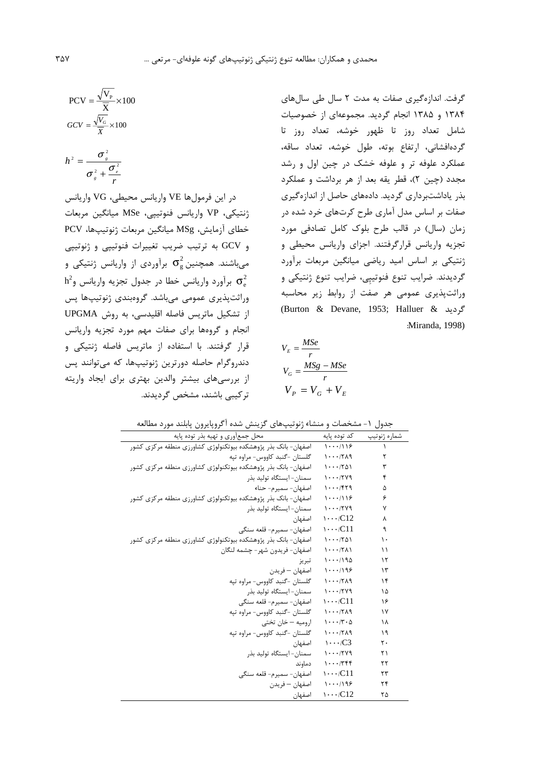گرفت. اندازه‌گیری صفات به مدت ۲ سال طی سال‌های ۱۳۸۴ و ۱۳۸۵ انجام گردید. مجموعه‌ای از خصوصیات شامل تعداد روز تا ظهور خوشه، تعداد روز تا گرده‌افشانی، ارتفاع بوته، طول خوشه، تعداد ساقه، عملکرد علوفه تر و علوفه خشک در چین اول و رشد مجدد (چین ۲)، قطر یقه بعد از هر برداشت و عملکرد بذر یاداشت‌برداری گردید. داده‌های حاصل از اندازه‌گیری صفات بر اساس مدل آماری طرح کرت‌های خرد شده در زمان (سال) در قالب طرح بلوک کامل تصادفی مورد تجزیه واریانس قرارگرفتند. اجزای واریانس محیطی و ژنتیکی بر اساس امید ریاضی میانگین مربعات برآورد گردیدند. ضرایب تنوع فنوتیپی، ضرایب تنوع ژنتیکی و وراثت‌پذیری عمومی هر صفت از روابط زیر محاسبه گردید (Burton & Devane, 1953; Halluer & Miranda, 1998):

$$V_E = \frac{MSe}{r}$$

$$V_G = \frac{MSg - MSe}{r}$$

$$V_P = V_G + V_E$$

$$PCV = \frac{\sqrt{V_P}}{\overline{X}} \times 100$$

$$GCV = \frac{\sqrt{V_G}}{\overline{X}} \times 100$$

$$h^2 = \frac{\sigma_g^2}{\sigma_g^2 + \frac{\sigma_e^2}{r}}$$

در این فرمول‌ها VE واریانس محیطی، VG واریانس ژنتیکی، VP واریانس فنوتیپی، MSe میانگین مربعات خطای آزمایش، MSg میانگین مربعات ژنوتیپ‌ها، PCV و GCV به ترتیب ضریب تغییرات فنوتیپی و ژنوتیپی می‌باشند. همچنین $\sigma_g^2$ برآوردی از واریانس ژنتیکی و $\sigma_e^2$ برآورد واریانس خطا در جدول تجزیه واریانس و $h^2$ وراثت‌پذیری عمومی می‌باشد. گروه‌بندی ژنوتیپ‌ها پس از تشکیل ماتریس فاصله اقلیدسی، به روش UPGMA انجام و گروه‌ها برای صفات مهم مورد تجزیه واریانس قرار گرفتند. با استفاده از ماتریس فاصله ژنتیکی و دندروگرام حاصله دورترین ژنوتیپ‌ها، که می‌توانند پس از بررسی‌های بیشتر والدین بهتری برای ایجاد واریته ترکیبی باشند، مشخص گردیدند.

جدول ۱- مشخصات و منشاء ژنوتیپ‌های گزینش شده آگروپایرون پابلند مورد مطالعه

| شماره ژنوتیپ | کد توده پایه | محل جمع‌آوری و تهیه بذر توده پایه |
|---|---|---|
| ۱ | ۱۰۰۰/۱۱۶ | اصفهان- بانک بذر پژوهشکده بیوتکنولوژی کشاورزی منطقه مرکزی کشور |
| ۲ | ۱۰۰۰/۲۸۹ | گلستان -گنبد کاووس- مراوه تپه |
| ۳ | ۱۰۰۰/۲۵۱ | اصفهان- بانک بذر پژوهشکده بیوتکنولوژی کشاورزی منطقه مرکزی کشور |
| ۴ | ۱۰۰۰/۲۷۹ | سمنان- ایستگاه تولید بذر |
| ۵ | ۱۰۰۰/۴۲۹ | اصفهان- سمیرم- حناء |
| ۶ | ۱۰۰۰/۱۱۶ | اصفهان- بانک بذر پژوهشکده بیوتکنولوژی کشاورزی منطقه مرکزی کشور |
| ۷ | ۱۰۰۰/۲۷۹ | سمنان- ایستگاه تولید بذر |
| ۸ | ۱۰۰۰/C12 | اصفهان |
| ۹ | ۱۰۰۰/C11 | اصفهان- سمیرم- قلعه سنگی |
| ۱۰ | ۱۰۰۰/۲۵۱ | اصفهان- بانک بذر پژوهشکده بیوتکنولوژی کشاورزی منطقه مرکزی کشور |
| ۱۱ | ۱۰۰۰/۲۸۱ | اصفهان- فریدون شهر- چشمه لنگان |
| ۱۲ | ۱۰۰۰/۱۹۵ | تبریز |
| ۱۳ | ۱۰۰۰/۱۹۶ | اصفهان – فریدن |
| ۱۴ | ۱۰۰۰/۲۸۹ | گلستان -گنبد کاووس- مراوه تپه |
| ۱۵ | ۱۰۰۰/۲۷۹ | سمنان- ایستگاه تولید بذر |
| ۱۶ | ۱۰۰۰/C11 | اصفهان- سمیرم- قلعه سنگی |
| ۱۷ | ۱۰۰۰/۲۸۹ | گلستان -گنبد کاووس- مراوه تپه |
| ۱۸ | ۱۰۰۰/۳۰۵ | ارومیه – خان تختی |
| ۱۹ | ۱۰۰۰/۲۸۹ | گلستان -گنبد کاووس- مراوه تپه |
| ۲۰ | ۱۰۰۰/C3 | اصفهان |
| ۲۱ | ۱۰۰۰/۲۷۹ | سمنان- ایستگاه تولید بذر |
| ۲۲ | ۱۰۰۰/۳۴۴ | دماوند |
| ۲۳ | ۱۰۰۰/C11 | اصفهان- سمیرم- قلعه سنگی |
| ۲۴ | ۱۰۰۰/۱۹۶ | اصفهان – فریدن |
| ۲۵ | ۱۰۰۰/C12 | اصفهان |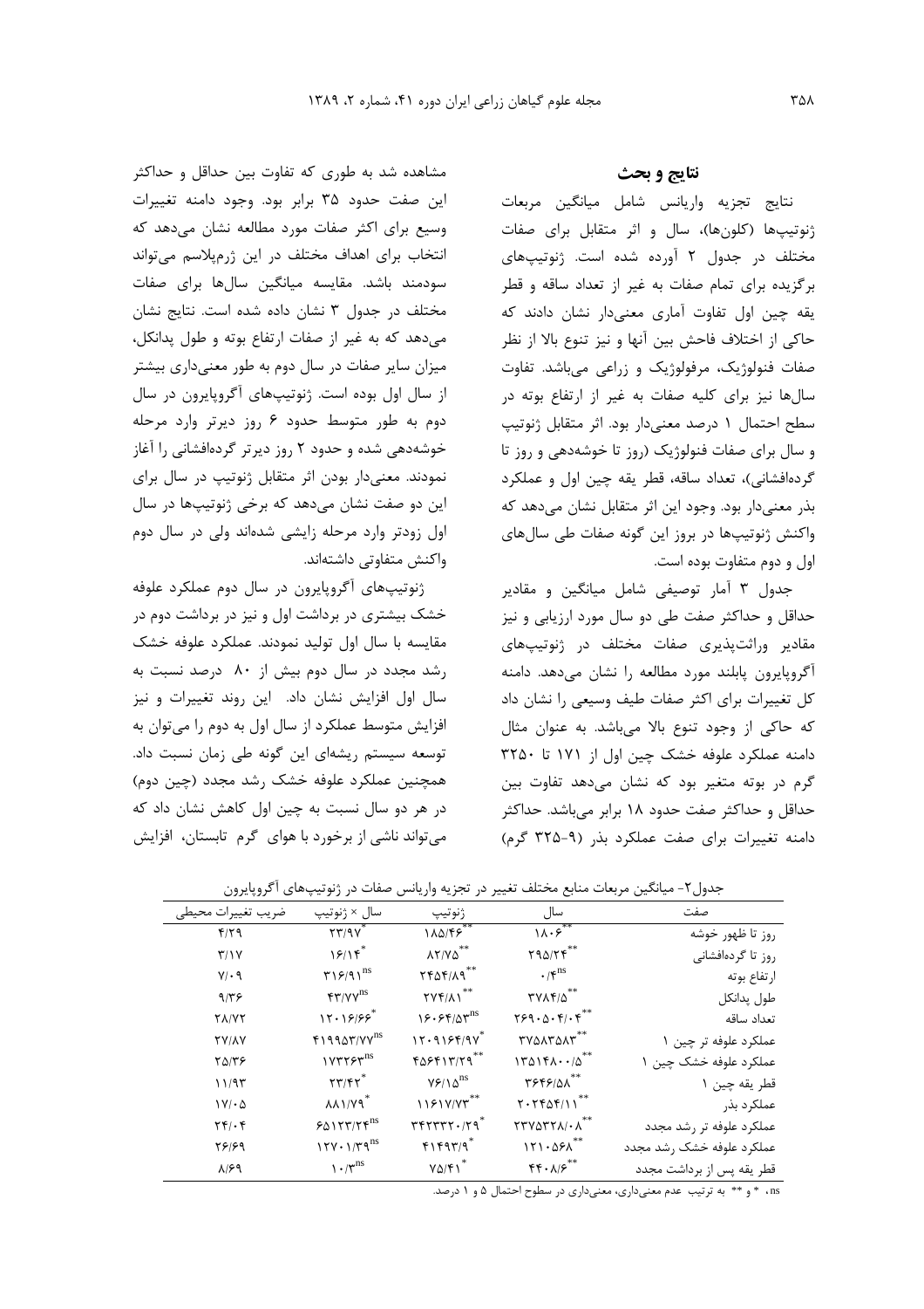## نتایج و بحث

نتایج تجزیه واریانس شامل میانگین مربعات ژنوتیپ‌ها (کلون‌ها)، سال و اثر متقابل برای صفات مختلف در جدول ۲ آورده شده است. ژنوتیپ‌های برگزیده برای تمام صفات به غیر از تعداد ساقه و قطر یقه چین اول تفاوت آماری معنی‌دار نشان دادند که حاکی از اختلاف فاحش بین آنها و نیز تنوع بالا از نظر صفات فنولوژیک، مرفولوژیک و زراعی می‌باشد. تفاوت سال‌ها نیز برای کلیه صفات به غیر از ارتفاع بوته در سطح احتمال ۱ درصد معنی‌دار بود. اثر متقابل ژنوتیپ و سال برای صفات فنولوژیک (روز تا خوشه‌دهی و روز تا گرده‌افشانی)، تعداد ساقه، قطر یقه چین اول و عملکرد بذر معنی‌دار بود. وجود این اثر متقابل نشان می‌دهد که واکنش ژنوتیپ‌ها در بروز این گونه صفات طی سال‌های اول و دوم متفاوت بوده است.

جدول ۳ آمار توصیفی شامل میانگین و مقادیر حداقل و حداکثر صفت طی دو سال مورد ارزیابی و نیز مقادیر وراثت‌پذیری صفات مختلف در ژنوتیپ‌های آگروپایرون پابلند مورد مطالعه را نشان می‌دهد. دامنه کل تغییرات برای اکثر صفات طیف وسیعی را نشان داد که حاکی از وجود تنوع بالا می‌باشد. به عنوان مثال دامنه عملکرد علوفه خشک چین اول از ۱۷۱ تا ۳۲۵۰ گرم در بوته متغیر بود که نشان می‌دهد تفاوت بین حداقل و حداکثر صفت حدود ۱۸ برابر می‌باشد. حداکثر دامنه تغییرات برای صفت عملکرد بذر (۹-۳۲۵ گرم) مشاهده شد به طوری که تفاوت بین حداقل و حداکثر این صفت حدود ۳۵ برابر بود. وجود دامنه تغییرات وسیع برای اکثر صفات مورد مطالعه نشان می‌دهد که انتخاب برای اهداف مختلف در این ژرم‌پلاسم می‌تواند سودمند باشد. مقایسه میانگین سال‌ها برای صفات مختلف در جدول ۳ نشان داده شده است. نتایج نشان می‌دهد که به غیر از صفات ارتفاع بوته و طول پدانکل، میزان سایر صفات در سال دوم به طور معنی‌داری بیشتر از سال اول بوده است. ژنوتیپ‌های آگروپایرون در سال دوم به طور متوسط حدود ۶ روز دیرتر وارد مرحله خوشه‌دهی شده و حدود ۲ روز دیرتر گرده‌افشانی را آغاز نمودند. معنی‌دار بودن اثر متقابل ژنوتیپ در سال برای این دو صفت نشان می‌دهد که برخی ژنوتیپ‌ها در سال اول زودتر وارد مرحله زایشی شده‌اند ولی در سال دوم واکنش متفاوتی داشته‌اند.

ژنوتیپ‌های آگروپایرون در سال دوم عملکرد علوفه خشک بیشتری در برداشت اول و نیز در برداشت دوم در مقایسه با سال اول تولید نمودند. عملکرد علوفه خشک رشد مجدد در سال دوم بیش از ۸۰ درصد نسبت به سال اول افزایش نشان داد. این روند تغییرات و نیز افزایش متوسط عملکرد از سال اول به دوم را می‌توان به توسعه سیستم ریشه‌ای این گونه طی زمان نسبت داد. همچنین عملکرد علوفه خشک رشد مجدد (چین دوم) در هر دو سال نسبت به چین اول کاهش نشان داد که می‌تواند ناشی از برخورد با هوای گرم تابستان، افزایش

جدول۲- میانگین مربعات منابع مختلف تغییر در تجزیه واریانس صفات در ژنوتیپ‌های آگروپایرون

| صفت | سال | ژنوتیپ | سال × ژنوتیپ | ضریب تغییرات محیطی |
|---|---|---|---|---|
| روز تا ظهور خوشه | ۱۸۰۶** | ۱۸۵/۴۶** | ۲۳/۹۷* | ۴/۲۹ |
| روز تا گرده‌افشانی | ۲۹۵/۲۴** | ۸۲/۷۵** | ۱۶/۱۴* | ۳/۱۷ |
| ارتفاع بوته | ۰/۴ns | ۲۴۵۴/۸۹** | ۳۱۶/۹۱ns | ۷/۰۹ |
| طول پدانکل | ۳۷۸۴/۵** | ۲۷۴/۸۱** | ۴۳/۷۷ns | ۹/۳۶ |
| تعداد ساقه | ۲۶۹۰۵۰۴/۰۴** | ۱۶۰۶۴/۵۳ns | ۱۲۰۱۶/۶۶* | ۲۸/۷۲ |
| عملکرد علوفه تر چین ۱ | ۳۷۵۸۳۵۸۳** | ۱۲۰۹۱۶۴/۹۷* | ۴۱۹۹۵۳/۷۷ns | ۲۷/۸۷ |
| عملکرد علوفه خشک چین ۱ | ۱۳۵۱۴۸۰۰/۵** | ۴۵۶۴۱۳/۲۹** | ۱۷۳۲۶۳ns | ۲۵/۳۶ |
| قطر یقه چین ۱ | ۳۶۴۶/۵۸** | ۷۶/۱۵ns | ۲۳/۴۲* | ۱۱/۹۳ |
| عملکرد بذر | ۲۰۲۴۵۴/۱۱** | ۱۱۶۱۷/۷۳** | ۸۸۱/۷۹* | ۱۷/۰۵ |
| عملکرد علوفه تر رشد مجدد | ۲۳۷۵۳۲۸/۰۸** | ۳۴۲۳۳۲۰/۲۹* | ۶۵۱۲۳/۲۴ns | ۲۴/۰۴ |
| عملکرد علوفه خشک رشد مجدد | ۱۲۱۰۵۶۸** | ۴۱۴۹۳/۹* | ۱۲۷۰۱/۳۹ns | ۲۶/۶۹ |
| قطر یقه پس از برداشت مجدد | ۴۴۰/۸۶** | ۷۵/۴۱* | ۱۰/۳ns | ۸/۶۹ |

ns، * و ** به ترتیب عدم معنی‌داری، معنی‌داری در سطوح احتمال ۵ و ۱ درصد.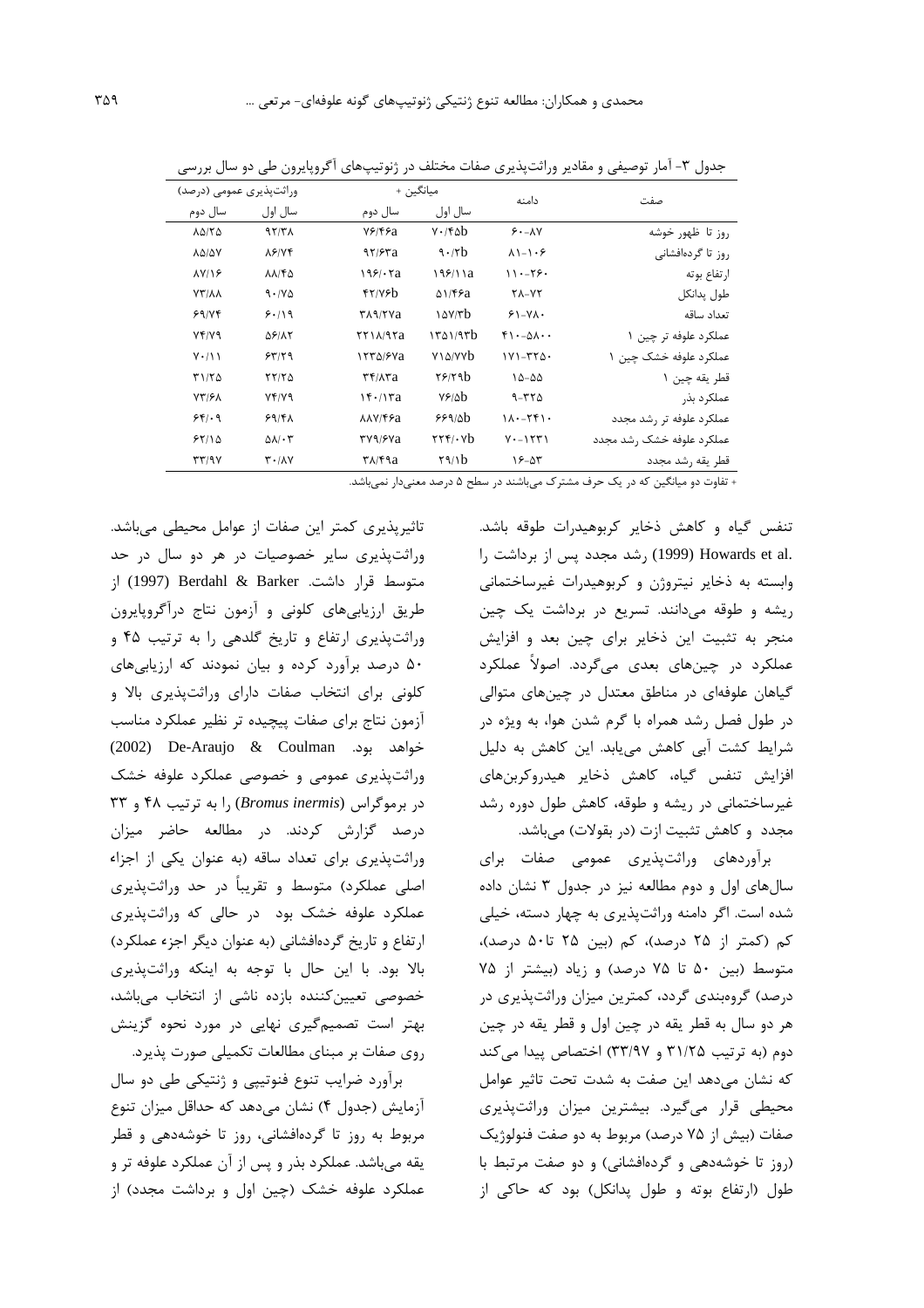جدول ۳- آمار توصیفی و مقادیر وراثت‌پذیری صفات مختلف در ژنوتیپ‌های آگروپایرون طی دو سال بررسی

| صفت | دامنه | میانگین + | | وراثت‌پذیری عمومی (درصد) | |
|---|---|---|---|---|---|
| | | سال اول | سال دوم | سال اول | سال دوم |
| روز تا ظهور خوشه | ۶۰-۸۷ | ۷۰/۴۵b | ۷۶/۴۶a | ۹۲/۳۸ | ۸۵/۲۵ |
| روز تا گرده‌افشانی | ۸۱-۱۰۶ | ۹۰/۲b | ۹۲/۶۳a | ۸۶/۷۴ | ۸۵/۵۷ |
| ارتفاع بوته | ۱۱۰-۲۶۰ | ۱۹۶/۱۱a | ۱۹۶/۰۲a | ۸۸/۴۵ | ۸۷/۱۶ |
| طول پدانکل | ۲۸-۷۲ | ۵۱/۴۶a | ۴۲/۷۶b | ۹۰/۷۵ | ۷۳/۸۸ |
| تعداد ساقه | ۶۱-۷۸۰ | ۱۵۷/۳b | ۳۸۹/۲۷a | ۶۰/۱۹ | ۶۹/۷۴ |
| عملکرد علوفه تر چین ۱ | ۴۱۰-۵۸۰۰ | ۱۳۵۱/۹۳b | ۲۲۱۸/۹۲a | ۵۶/۸۲ | ۷۴/۷۹ |
| عملکرد علوفه خشک چین ۱ | ۱۷۱-۳۳۵۰ | ۷۱۵/۷۷b | ۱۲۳۵/۶۷a | ۶۳/۲۹ | ۷۰/۱۱ |
| قطر یقه چین ۱ | ۱۵-۵۵ | ۲۶/۲۹b | ۳۴/۸۳a | ۲۲/۲۵ | ۳۱/۲۵ |
| عملکرد بذر | ۹-۳۲۵ | ۷۶/۵b | ۱۴۰/۱۳a | ۷۴/۷۹ | ۷۳/۶۸ |
| عملکرد علوفه تر رشد مجدد | ۱۸۰-۲۴۱۰ | ۶۶۹/۵b | ۸۸۷/۴۶a | ۶۹/۴۸ | ۶۴/۰۹ |
| عملکرد علوفه خشک رشد مجدد | ۷۰-۱۲۳۱ | ۲۲۴/۰۷b | ۳۷۹/۶۷a | ۵۸/۰۳ | ۶۲/۱۵ |
| قطر یقه رشد مجدد | ۱۶-۵۳ | ۲۹/۱b | ۳۸/۴۹a | ۳۰/۸۷ | ۳۳/۹۷ |

+ تفاوت دو میانگین که در یک حرف مشترک می‌باشند در سطح ۵ درصد معنی‌دار نمی‌باشد.

تنفس گیاه و کاهش ذخایر کربوهیدرات طوقه باشد. Howards et al. (1999) رشد مجدد پس از برداشت را وابسته به ذخایر نیتروژن و کربوهیدرات غیرساختمانی ریشه و طوقه می‌دانند. تسریع در برداشت یک چین منجر به تثبیت این ذخایر برای چین بعد و افزایش عملکرد در چین‌های بعدی می‌گردد. اصولاً عملکرد گیاهان علوفه‌ای در مناطق معتدل در چین‌های متوالی در طول فصل رشد همراه با گرم شدن هوا، به ویژه در شرایط کشت آبی کاهش می‌یابد. این کاهش به دلیل افزایش تنفس گیاه، کاهش ذخایر هیدروکربن‌های غیرساختمانی در ریشه و طوقه، کاهش طول دوره رشد مجدد و کاهش تثبیت ازت (در بقولات) می‌باشد.

برآوردهای وراثت‌پذیری عمومی صفات برای سال‌های اول و دوم مطالعه نیز در جدول ۳ نشان داده شده است. اگر دامنه وراثت‌پذیری به چهار دسته، خیلی کم (کمتر از ۲۵ درصد)، کم (بین ۲۵ تا۵۰ درصد)، متوسط (بین ۵۰ تا ۷۵ درصد) و زیاد (بیشتر از ۷۵ درصد) گروه‌بندی گردد، کمترین میزان وراثت‌پذیری در هر دو سال به قطر یقه در چین اول و قطر یقه در چین دوم (به ترتیب ۳۱/۲۵ و ۳۳/۹۷) اختصاص پیدا می‌کند که نشان می‌دهد این صفت به شدت تحت تاثیر عوامل محیطی قرار می‌گیرد. بیشترین میزان وراثت‌پذیری صفات (بیش از ۷۵ درصد) مربوط به دو صفت فنولوژیک (روز تا خوشه‌دهی و گرده‌افشانی) و دو صفت مرتبط با طول (ارتفاع بوته و طول پدانکل) بود که حاکی از تاثیرپذیری کمتر این صفات از عوامل محیطی می‌باشد. وراثت‌پذیری سایر خصوصیات در هر دو سال در حد متوسط قرار داشت. Berdahl & Barker (1997) از طریق ارزیابی‌های کلونی و آزمون نتاج درآگروپایرون وراثت‌پذیری ارتفاع و تاریخ گلدهی را به ترتیب ۴۵ و ۵۰ درصد برآورد کرده و بیان نمودند که ارزیابی‌های کلونی برای انتخاب صفات دارای وراثت‌پذیری بالا و آزمون نتاج برای صفات پیچیده تر نظیر عملکرد مناسب خواهد بود. De-Araujo & Coulman (2002) وراثت‌پذیری عمومی و خصوصی عملکرد علوفه خشک در بروموگراس (*Bromus inermis*) را به ترتیب ۴۸ و ۳۳ درصد گزارش کردند. در مطالعه حاضر میزان وراثت‌پذیری برای تعداد ساقه (به عنوان یکی از اجزاء اصلی عملکرد) متوسط و تقریباً در حد وراثت‌پذیری عملکرد علوفه خشک بود در حالی که وراثت‌پذیری ارتفاع و تاریخ گرده‌افشانی (به عنوان دیگر اجزء عملکرد) بالا بود. با این حال با توجه به اینکه وراثت‌پذیری خصوصی تعیین‌کننده بازده ناشی از انتخاب می‌باشد، بهتر است تصمیم‌گیری نهایی در مورد نحوه گزینش روی صفات بر مبنای مطالعات تکمیلی صورت پذیرد.

برآورد ضرایب تنوع فنوتیپی و ژنتیکی طی دو سال آزمایش (جدول ۴) نشان می‌دهد که حداقل میزان تنوع مربوط به روز تا گرده‌افشانی، روز تا خوشه‌دهی و قطر یقه می‌باشد. عملکرد بذر و پس از آن عملکرد علوفه تر و عملکرد علوفه خشک (چین اول و برداشت مجدد) از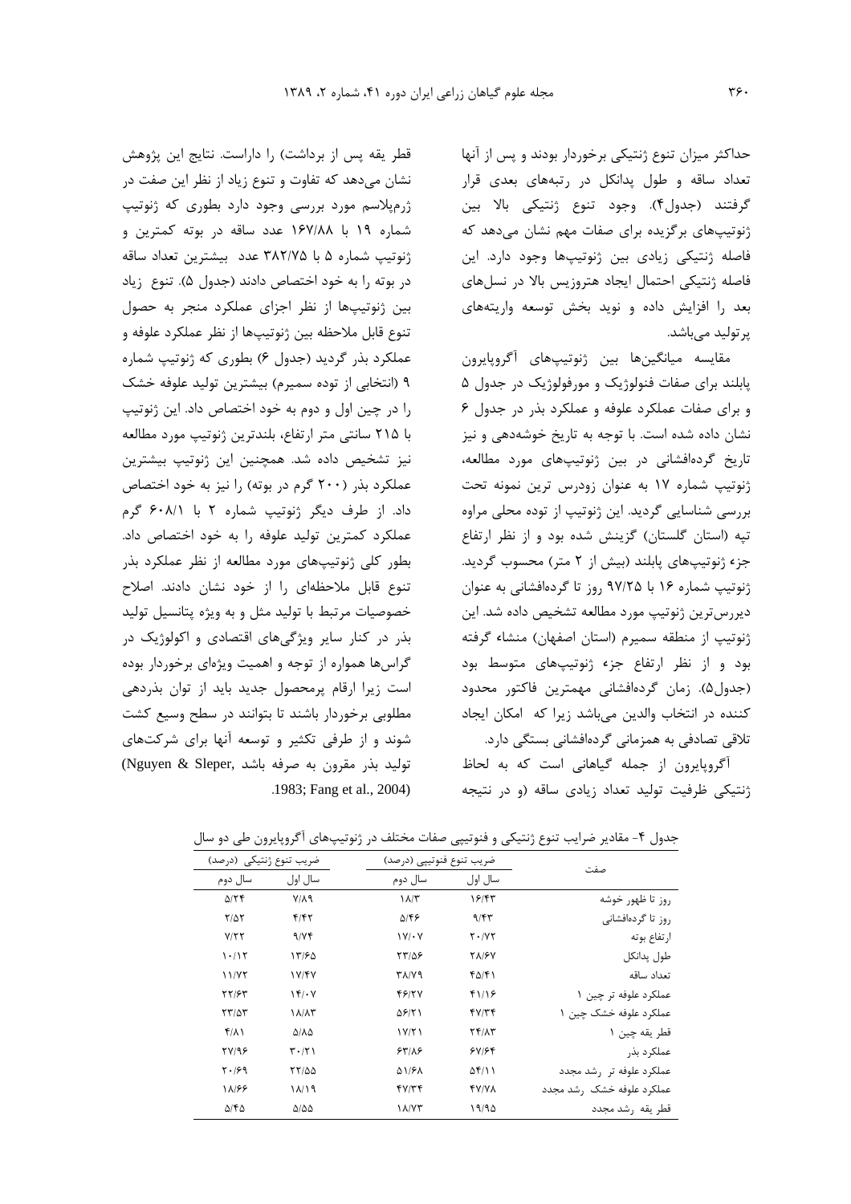حداکثر میزان تنوع ژنتیکی برخوردار بودند و پس از آنها تعداد ساقه و طول پدانکل در رتبه‌های بعدی قرار گرفتند (جدول۴). وجود تنوع ژنتیکی بالا بین ژنوتیپ‌های برگزیده برای صفات مهم نشان می‌دهد که فاصله ژنتیکی زیادی بین ژنوتیپ‌ها وجود دارد. این فاصله ژنتیکی احتمال ایجاد هتروزیس بالا در نسل‌های بعد را افزایش داده و نوید بخش توسعه واریته‌های پرتولید می‌باشد.

مقایسه میانگین‌ها بین ژنوتیپ‌های آگروپایرون پابلند برای صفات فنولوژیک و مورفولوژیک در جدول ۵ و برای صفات عملکرد علوفه و عملکرد بذر در جدول ۶ نشان داده شده است. با توجه به تاریخ خوشه‌دهی و نیز تاریخ گرده‌افشانی در بین ژنوتیپ‌های مورد مطالعه، ژنوتیپ شماره ۱۷ به عنوان زودرس ترین نمونه تحت بررسی شناسایی گردید. این ژنوتیپ از توده محلی مراوه تپه (استان گلستان) گزینش شده بود و از نظر ارتفاع جزء ژنوتیپ‌های پابلند (بیش از ۲ متر) محسوب گردید. ژنوتیپ شماره ۱۶ با ۹۷/۲۵ روز تا گرده‌افشانی به عنوان دیررس‌ترین ژنوتیپ مورد مطالعه تشخیص داده شد. این ژنوتیپ از منطقه سمیرم (استان اصفهان) منشاء گرفته بود و از نظر ارتفاع جزء ژنوتیپ‌های متوسط بود (جدول۵). زمان گرده‌افشانی مهمترین فاکتور محدود کننده در انتخاب والدین می‌باشد زیرا که امکان ایجاد تلاقی تصادفی به همزمانی گرده‌افشانی بستگی دارد.

آگروپایرون از جمله گیاهانی است که به لحاظ ژنتیکی ظرفیت تولید تعداد زیادی ساقه (و در نتیجه قطر یقه پس از برداشت) را داراست. نتایج این پژوهش نشان می‌دهد که تفاوت و تنوع زیاد از نظر این صفت در ژرم‌پلاسم مورد بررسی وجود دارد بطوری که ژنوتیپ شماره ۱۹ با ۱۶۷/۸۸ عدد ساقه در بوته کمترین و ژنوتیپ شماره ۵ با ۳۸۲/۷۵ عدد بیشترین تعداد ساقه در بوته را به خود اختصاص دادند (جدول ۵). تنوع زیاد بین ژنوتیپ‌ها از نظر اجزای عملکرد منجر به حصول تنوع قابل ملاحظه بین ژنوتیپ‌ها از نظر عملکرد علوفه و عملکرد بذر گردید (جدول ۶) بطوری که ژنوتیپ شماره ۹ (انتخابی از توده سمیرم) بیشترین تولید علوفه خشک را در چین اول و دوم به خود اختصاص داد. این ژنوتیپ با ۲۱۵ سانتی متر ارتفاع، بلندترین ژنوتیپ مورد مطالعه نیز تشخیص داده شد. همچنین این ژنوتیپ بیشترین عملکرد بذر (۲۰۰ گرم در بوته) را نیز به خود اختصاص داد. از طرف دیگر ژنوتیپ شماره ۲ با ۶۰۸/۱ گرم عملکرد کمترین تولید علوفه را به خود اختصاص داد. بطور کلی ژنوتیپ‌های مورد مطالعه از نظر عملکرد بذر تنوع قابل ملاحظه‌ای را از خود نشان دادند. اصلاح خصوصیات مرتبط با تولید مثل و به ویژه پتانسیل تولید بذر در کنار سایر ویژگی‌های اقتصادی و اکولوژیک در گراس‌ها همواره از توجه و اهمیت ویژه‌ای برخوردار بوده است زیرا ارقام پرمحصول جدید باید از توان بذردهی مطلوبی برخوردار باشند تا بتوانند در سطح وسیع کشت شوند و از طرفی تکثیر و توسعه آنها برای شرکت‌های تولید بذر مقرون به صرفه باشد (Nguyen & Sleper, 1983; Fang et al., 2004).

جدول ۴- مقادیر ضرایب تنوع ژنتیکی و فنوتیپی صفات مختلف در ژنوتیپ‌های آگروپایرون طی دو سال

| صفت | ضریب تنوع فنوتیپی (درصد) | | ضریب تنوع ژنتیکی (درصد) | |
|---|---|---|---|---|
| | سال اول | سال دوم | سال اول | سال دوم |
| روز تا ظهور خوشه | ۱۶/۴۳ | ۱۸/۳ | ۷/۸۹ | ۵/۲۴ |
| روز تا گرده‌افشانی | ۹/۴۳ | ۵/۴۶ | ۴/۴۲ | ۲/۵۲ |
| ارتفاع بوته | ۲۰/۷۲ | ۱۷/۰۷ | ۹/۷۴ | ۷/۲۲ |
| طول پدانکل | ۲۸/۶۷ | ۲۳/۵۶ | ۱۳/۶۵ | ۱۰/۱۲ |
| تعداد ساقه | ۴۵/۴۱ | ۳۸/۷۹ | ۱۷/۴۷ | ۱۱/۷۲ |
| عملکرد علوفه تر چین ۱ | ۴۱/۱۶ | ۴۶/۲۷ | ۱۴/۰۷ | ۲۲/۶۳ |
| عملکرد علوفه خشک چین ۱ | ۴۷/۳۴ | ۵۶/۲۱ | ۱۸/۸۳ | ۲۳/۵۳ |
| قطر یقه چین ۱ | ۲۴/۸۳ | ۱۷/۲۱ | ۵/۸۵ | ۴/۸۱ |
| عملکرد بذر | ۶۷/۶۴ | ۶۳/۸۶ | ۳۰/۲۱ | ۲۷/۹۶ |
| عملکرد علوفه تر رشد مجدد | ۵۴/۱۱ | ۵۱/۶۸ | ۲۲/۵۵ | ۲۰/۶۹ |
| عملکرد علوفه خشک رشد مجدد | ۴۷/۷۸ | ۴۷/۳۴ | ۱۸/۱۹ | ۱۸/۶۶ |
| قطر یقه رشد مجدد | ۱۹/۹۵ | ۱۸/۷۳ | ۵/۵۵ | ۵/۴۵ |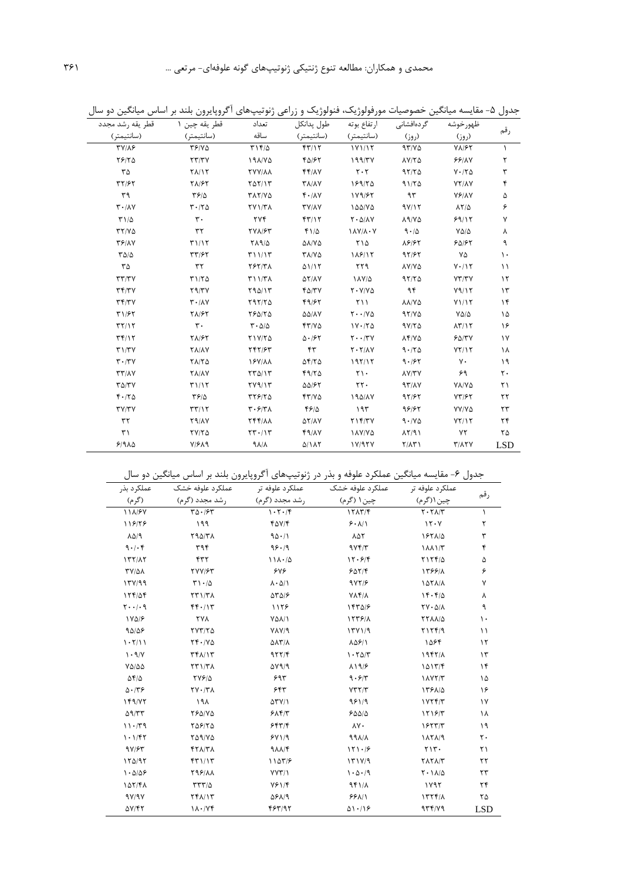جدول ۵- مقایسه میانگین خصوصیات مورفولوژیک، فنولوژیک و زراعی ژنوتیپ‌های آگروپایرون بلند بر اساس میانگین دو سال

| رقم | ظهورخوشه (روز) | گرده‌افشانی (روز) | ارتفاع بوته (سانتیمتر) | طول پدانکل (سانتیمتر) | تعداد ساقه | قطر یقه چین ۱ (سانتیمتر) | قطر یقه رشد مجدد (سانتیمتر) |
|---|---|---|---|---|---|---|---|
| ۱ | ۷۸/۶۲ | ۹۳/۷۵ | ۱۷۱/۱۲ | ۴۳/۱۲ | ۳۱۴/۵ | ۳۶/۷۵ | ۳۷/۸۶ |
| ۲ | ۶۶/۸۷ | ۸۷/۲۵ | ۱۹۹/۳۷ | ۴۵/۶۲ | ۱۹۸/۷۵ | ۲۳/۳۷ | ۲۶/۲۵ |
| ۳ | ۷۰/۲۵ | ۹۲/۲۵ | ۲۰۲ | ۴۴/۸۷ | ۲۷۷/۸۸ | ۲۸/۱۲ | ۳۵ |
| ۴ | ۷۳/۸۷ | ۹۱/۲۵ | ۱۶۹/۲۵ | ۳۸/۸۷ | ۲۵۲/۱۳ | ۲۸/۶۲ | ۳۲/۶۲ |
| ۵ | ۷۶/۸۷ | ۹۳ | ۱۷۹/۶۲ | ۴۰/۸۷ | ۳۸۲/۷۵ | ۳۶/۵ | ۳۹ |
| ۶ | ۸۲/۵ | ۹۷/۱۲ | ۱۵۵/۷۵ | ۳۷/۸۷ | ۲۷۱/۳۸ | ۳۰/۲۵ | ۳۰/۸۷ |
| ۷ | ۶۹/۱۲ | ۸۹/۷۵ | ۲۰۵/۸۷ | ۴۳/۱۲ | ۲۷۴ | ۳۰ | ۳۱/۵ |
| ۸ | ۷۵/۵ | ۹۰/۵ | ۱۸۷/۸۰۷ | ۴۱/۵ | ۲۷۸/۶۳ | ۳۲ | ۳۲/۷۵ |
| ۹ | ۶۵/۶۲ | ۸۶/۶۲ | ۲۱۵ | ۵۸/۷۵ | ۲۸۹/۵ | ۳۱/۱۲ | ۳۶/۸۷ |
| ۱۰ | ۷۵ | ۹۲/۶۲ | ۱۸۶/۱۲ | ۳۸/۷۵ | ۳۱۱/۱۳ | ۳۳/۶۲ | ۳۵/۵ |
| ۱۱ | ۷۰/۱۲ | ۸۷/۷۵ | ۲۲۹ | ۵۱/۱۲ | ۲۶۳/۳۸ | ۳۳ | ۳۵ |
| ۱۲ | ۷۳/۳۷ | ۹۲/۲۵ | ۱۸۷/۵ | ۵۲/۸۷ | ۳۱۱/۳۸ | ۳۱/۲۵ | ۳۳/۳۷ |
| ۱۳ | ۷۹/۱۲ | ۹۴ | ۲۰۷/۷۵ | ۴۵/۳۷ | ۲۹۵/۱۳ | ۲۹/۳۷ | ۳۴/۳۷ |
| ۱۴ | ۷۱/۱۲ | ۸۸/۷۵ | ۲۱۱ | ۴۹/۶۲ | ۲۹۲/۲۵ | ۳۰/۸۷ | ۳۴/۳۷ |
| ۱۵ | ۷۵/۵ | ۹۲/۷۵ | ۲۰۰/۷۵ | ۵۵/۸۷ | ۲۶۵/۲۵ | ۲۸/۶۲ | ۳۱/۶۲ |
| ۱۶ | ۸۳/۱۲ | ۹۷/۲۵ | ۱۷۰/۲۵ | ۴۳/۷۵ | ۳۰۵/۵ | ۳۰ | ۳۲/۱۲ |
| ۱۷ | ۶۵/۳۷ | ۸۴/۷۵ | ۲۰۰/۳۷ | ۵۰/۶۲ | ۲۱۷/۲۵ | ۲۸/۶۲ | ۳۴/۱۲ |
| ۱۸ | ۷۲/۱۲ | ۹۰/۲۵ | ۲۰۲/۸۷ | ۴۳ | ۲۴۲/۶۳ | ۲۸/۸۷ | ۳۱/۳۷ |
| ۱۹ | ۷۰ | ۹۰/۶۲ | ۱۹۲/۱۲ | ۵۴/۲۵ | ۱۶۷/۸۸ | ۲۸/۲۵ | ۳۰/۳۷ |
| ۲۰ | ۶۹ | ۸۷/۳۷ | ۲۱۰ | ۴۹/۲۵ | ۲۳۵/۱۳ | ۲۸/۸۷ | ۳۳/۸۷ |
| ۲۱ | ۷۸/۷۵ | ۹۳/۸۷ | ۲۲۰ | ۵۵/۶۲ | ۲۷۹/۱۳ | ۳۱/۱۲ | ۳۵/۳۷ |
| ۲۲ | ۷۳/۶۲ | ۹۲/۶۲ | ۱۹۵/۸۷ | ۴۳/۷۵ | ۳۳۶/۲۵ | ۳۶/۵ | ۴۰/۲۵ |
| ۲۳ | ۷۷/۷۵ | ۹۶/۶۲ | ۱۹۳ | ۴۶/۵ | ۳۰۶/۳۸ | ۳۳/۱۲ | ۳۷/۳۷ |
| ۲۴ | ۷۲/۱۲ | ۹۰/۷۵ | ۲۱۴/۳۷ | ۵۲/۸۷ | ۲۴۴/۸۸ | ۲۹/۸۷ | ۳۲ |
| ۲۵ | ۷۲ | ۸۲/۹۱ | ۱۸۷/۷۵ | ۴۹/۸۷ | ۲۳۰/۱۳ | ۲۷/۲۵ | ۳۱ |
| LSD | ۳/۸۲۷ | ۲/۸۳۱ | ۱۷/۹۲۷ | ۵/۱۸۲ | ۹۸/۸ | ۷/۶۸۹ | ۶/۹۸۵ |

جدول ۶- مقایسه میانگین عملکرد علوفه و بذر در ژنوتیپ‌های آگروپایرون بلند بر اساس میانگین دو سال

| رقم | عملکرد علوفه تر چین۱(گرم) | عملکرد علوفه خشک چین۱ (گرم) | عملکرد علوفه تر رشد مجدد (گرم) | عملکرد علوفه خشک رشد مجدد (گرم) | عملکرد بذر (گرم) |
|---|---|---|---|---|---|
| ۱ | ۲۰۲۸/۳ | ۱۲۸۳/۴ | ۱۰۲۰/۴ | ۳۵۰/۶۳ | ۱۱۸/۶۷ |
| ۲ | ۱۲۰۷ | ۶۰۸/۱ | ۴۵۷/۴ | ۱۹۹ | ۱۱۶/۲۶ |
| ۳ | ۱۶۲۸/۵ | ۸۵۲ | ۹۵۰/۱ | ۲۹۵/۳۸ | ۸۵/۹ |
| ۴ | ۱۸۸۱/۳ | ۹۷۴/۳ | ۹۶۰/۹ | ۳۹۴ | ۹۰/۰۴ |
| ۵ | ۲۱۲۴/۵ | ۱۲۰۶/۴ | ۱۱۸۰/۵ | ۴۳۲ | ۱۳۲/۸۲ |
| ۶ | ۱۳۶۶/۸ | ۶۵۲/۴ | ۶۷۶ | ۲۷۷/۶۳ | ۳۷/۵۸ |
| ۷ | ۱۵۲۸/۸ | ۹۷۲/۶ | ۸۰۵/۱ | ۳۱۰/۵ | ۱۳۷/۹۹ |
| ۸ | ۱۴۰۴/۵ | ۷۸۴/۸ | ۵۳۵/۶ | ۲۳۱/۳۸ | ۱۲۴/۵۴ |
| ۹ | ۲۷۰۵/۸ | ۱۴۳۵/۶ | ۱۱۲۶ | ۴۴۰/۱۳ | ۲۰۰/۰۹ |
| ۱۰ | ۲۲۸۸/۵ | ۱۲۳۶/۸ | ۷۵۸/۱ | ۲۷۸ | ۱۷۵/۶ |
| ۱۱ | ۲۱۲۴/۹ | ۱۳۷۱/۹ | ۷۸۷/۹ | ۲۷۳/۲۵ | ۹۵/۵۶ |
| ۱۲ | ۱۵۶۴ | ۸۵۶/۱ | ۵۸۳/۸ | ۲۴۰/۷۵ | ۱۰۲/۱۱ |
| ۱۳ | ۱۹۴۲/۸ | ۱۰۲۵/۳ | ۹۲۳/۴ | ۳۴۸/۱۳ | ۱۰۹/۷ |
| ۱۴ | ۱۵۱۳/۴ | ۸۱۹/۶ | ۵۷۹/۹ | ۲۳۱/۳۸ | ۷۵/۵۵ |
| ۱۵ | ۱۸۷۲/۳ | ۹۰۶/۳ | ۶۹۳ | ۲۷۶/۵ | ۵۴/۵ |
| ۱۶ | ۱۳۶۸/۵ | ۷۳۲/۳ | ۶۴۳ | ۲۷۰/۳۸ | ۵۰/۳۶ |
| ۱۷ | ۱۷۲۴/۳ | ۹۶۱/۹ | ۵۳۷/۱ | ۱۹۸ | ۱۴۹/۷۲ |
| ۱۸ | ۱۲۱۶/۳ | ۶۵۵/۵ | ۶۸۴/۳ | ۲۶۵/۷۵ | ۵۹/۳۳ |
| ۱۹ | ۱۶۲۳/۳ | ۸۷۰ | ۶۴۳/۴ | ۲۵۶/۲۵ | ۱۱۰/۳۹ |
| ۲۰ | ۱۸۲۸/۹ | ۹۹۸/۸ | ۶۷۱/۹ | ۲۵۹/۷۵ | ۱۰۱/۴۲ |
| ۲۱ | ۲۱۳۰ | ۱۲۱۰/۶ | ۹۸۸/۴ | ۴۲۸/۳۸ | ۹۷/۶۳ |
| ۲۲ | ۲۸۲۸/۳ | ۱۳۱۷/۹ | ۱۱۵۳/۶ | ۴۳۱/۱۳ | ۱۲۵/۹۲ |
| ۲۳ | ۲۰۱۸/۵ | ۱۰۵۰/۹ | ۷۷۳/۱ | ۲۹۶/۸۸ | ۱۰۵/۵۶ |
| ۲۴ | ۱۷۹۲ | ۹۴۱/۸ | ۷۶۱/۴ | ۳۳۳/۵ | ۱۵۳/۴۸ |
| ۲۵ | ۱۳۲۴/۸ | ۶۶۸/۱ | ۵۶۸/۹ | ۲۴۸/۱۳ | ۹۷/۹۷ |
| LSD | ۹۳۴/۷۹ | ۵۱۰/۱۶ | ۴۶۳/۹۲ | ۱۸۰/۷۴ | ۵۷/۴۲ |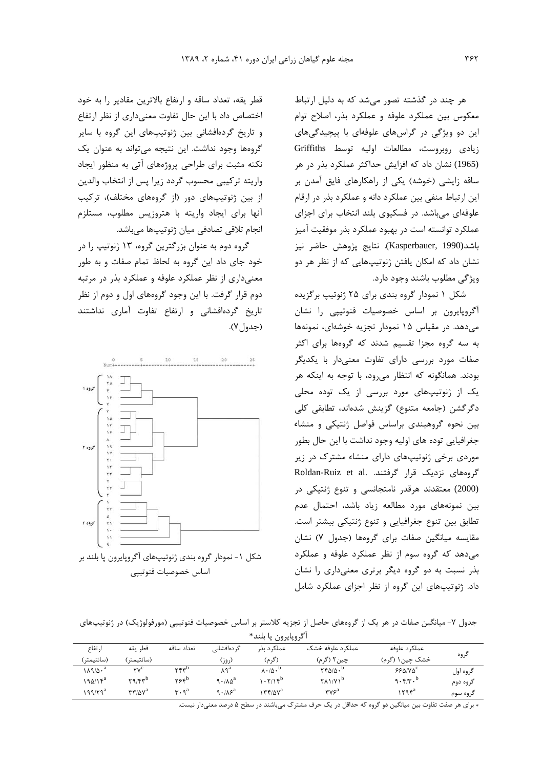هر چند در گذشته تصور می‌شد که به دلیل ارتباط معکوس بین عملکرد علوفه و عملکرد بذر، اصلاح توام این دو ویژگی در گراس‌های علوفه‌ای با پیچیدگی‌های زیادی روبروست، مطالعات اولیه توسط Griffiths (1965) نشان داد که افزایش حداکثر عملکرد بذر در هر ساقه زایشی (خوشه) یکی از راهکارهای فایق آمدن بر این ارتباط منفی بین عملکرد دانه و عملکرد بذر در ارقام علوفه‌ای می‌باشد. در فسکیوی بلند انتخاب برای اجزای عملکرد توانسته است در بهبود عملکرد بذر موفقیت آمیز باشد(Kasperbauer, 1990). نتایج پژوهش حاضر نیز نشان داد که امکان یافتن ژنوتیپ‌هایی که از نظر هر دو ویژگی مطلوب باشند وجود دارد.

شکل ۱ نمودار گروه بندی برای ۲۵ ژنوتیپ برگزیده آگروپایرون بر اساس خصوصیات فنوتیپی را نشان می‌دهد. در مقیاس ۱۵ نمودار تجزیه خوشه‌ای، نمونه‌ها به سه گروه مجزا تقسیم شدند که گروه‌ها برای اکثر صفات مورد بررسی دارای تفاوت معنی‌دار با یکدیگر بودند. همانگونه که انتظار می‌رود، با توجه به اینکه هر یک از ژنوتیپ‌های مورد بررسی از یک توده محلی دگرگشن (جامعه متنوع) گزینش شده‌اند، تطابقی کلی بین نحوه گروهبندی براساس فواصل ژنتیکی و منشاء جغرافیایی توده های اولیه وجود نداشت با این حال بطور موردی برخی ژنوتیپ‌های دارای منشاء مشترک در زیر گروه‌های نزدیک قرار گرفتند. Roldan-Ruiz et al. (2000) معتقدند هرقدر نامتجانسی و تنوع ژنتیکی در بین نمونه‌های مورد مطالعه زیاد باشد، احتمال عدم تطابق بین تنوع جغرافیایی و تنوع ژنتیکی بیشتر است. مقایسه میانگین صفات برای گروه‌ها (جدول ۷) نشان می‌دهد که گروه سوم از نظر عملکرد علوفه و عملکرد بذر نسبت به دو گروه دیگر برتری معنی‌داری را نشان داد. ژنوتیپ‌های این گروه از نظر اجزای عملکرد شامل قطر یقه، تعداد ساقه و ارتفاع بالاترین مقادیر را به خود اختصاص داد با این حال تفاوت معنی‌داری از نظر ارتفاع و تاریخ گرده‌افشانی بین ژنوتیپ‌های این گروه با سایر گروه‌ها وجود نداشت. این نتیجه می‌تواند به عنوان یک نکته مثبت برای طراحی پروژه‌های آتی به منظور ایجاد واریته ترکیبی محسوب گردد زیرا پس از انتخاب والدین از بین ژنوتیپ‌های دور (از گروه‌های مختلف)، ترکیب آنها برای ایجاد واریته با هتروزیس مطلوب، مستلزم انجام تلاقی تصادفی میان ژنوتیپ‌ها می‌باشد.

گروه دوم به عنوان بزرگترین گروه، ۱۳ ژنوتیپ را در خود جای داد این گروه به لحاظ تمام صفات و به طور معنی‌داری از نظر عملکرد علوفه و عملکرد بذر در مرتبه دوم قرار گرفت. با این وجود گروه‌های اول و دوم از نظر تاریخ گرده‌افشانی و ارتفاع تفاوت آماری نداشتند (جدول۷).

شکل ۱- نمودار گروه بندی ژنوتیپ‌های آگروپایرون پا بلند بر اساس خصوصیات فنوتیپی

جدول ۷- میانگین صفات در هر یک از گروه‌های حاصل از تجزیه کلاستر بر اساس خصوصیات فنوتیپی (مورفولوژیک) در ژنوتیپ‌های آگروپایرون پا بلند*

| گروه | عملکرد علوفه خشک چین۱ (گرم) | عملکرد علوفه خشک چین۲ (گرم) | عملکرد بذر (گرم) | گرده‌افشانی (روز) | تعداد ساقه | قطر یقه (سانتیمتر) | ارتفاع (سانتیمتر) |
|---|---|---|---|---|---|---|---|
| گروه اول | ۶۶۵/۷۵[c] | ۲۴۵/۵۰[b] | ۸۰/۵۰[b] | ۸۹[a] | ۲۴۳[b] | ۲۷[c] | ۱۸۹/۵۰[a] |
| گروه دوم | ۹۰۴/۳۰[b] | ۲۸۱/۷۱[b] | ۱۰۲/۱۴[b] | ۹۰/۸۵[a] | ۲۶۴[b] | ۲۹/۴۳[b] | ۱۹۵/۱۴[a] |
| گروه سوم | ۱۲۹۴[a] | ۳۷۶[a] | ۱۳۴/۵۷[a] | ۹۰/۸۶[a] | ۳۰۹[a] | ۳۳/۵۷[a] | ۱۹۹/۲۹[a] |

* برای هر صفت تفاوت بین میانگین دو گروه که حداقل در یک حرف مشترک می‌باشند در سطح ۵ درصد معنی‌دار نیست.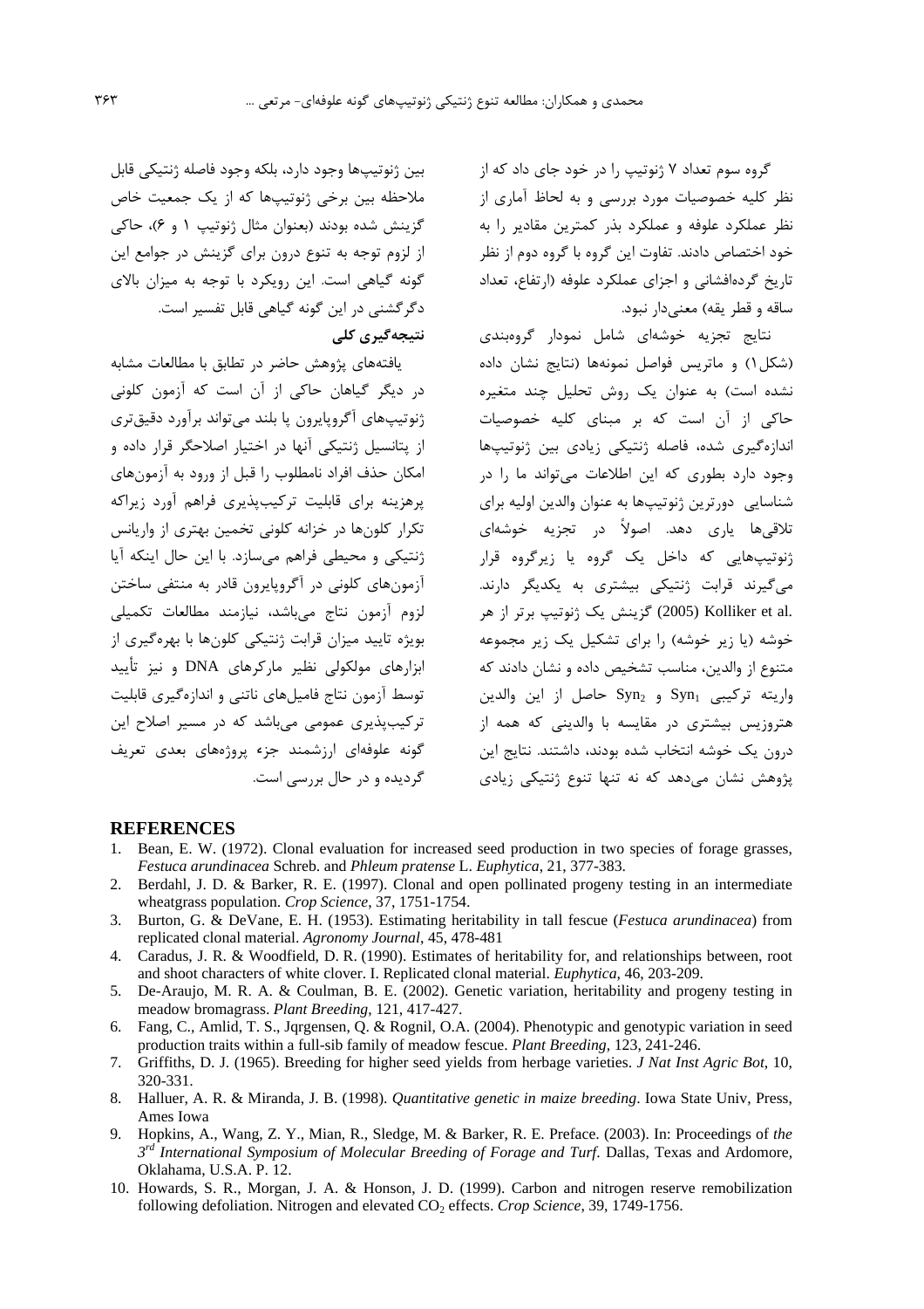گروه سوم تعداد ۷ ژنوتیپ را در خود جای داد که از نظر کلیه خصوصیات مورد بررسی و به لحاظ آماری از نظر عملکرد علوفه و عملکرد بذر کمترین مقادیر را به خود اختصاص دادند. تفاوت این گروه با گروه دوم از نظر تاریخ گرده‌افشانی و اجزای عملکرد علوفه (ارتفاع، تعداد ساقه و قطر یقه) معنی‌دار نبود.

نتایج تجزیه خوشه‌ای شامل نمودار گروه‌بندی (شکل ۱) و ماتریس فواصل نمونه‌ها (نتایج نشان داده نشده است) به عنوان یک روش تحلیل چند متغیره حاکی از آن است که بر مبنای کلیه خصوصیات اندازه‌گیری شده، فاصله ژنتیکی زیادی بین ژنوتیپ‌ها وجود دارد بطوری که این اطلاعات می‌تواند ما را در شناسایی دورترین ژنوتیپ‌ها به عنوان والدین اولیه برای تلاقی‌ها یاری دهد. اصولاً در تجزیه خوشه‌ای ژنوتیپ‌هایی که داخل یک گروه یا زیرگروه قرار می‌گیرند قرابت ژنتیکی بیشتری به یکدیگر دارند. Kolliker et al. (2005) گزینش یک ژنوتیپ برتر از هر خوشه (یا زیر خوشه) را برای تشکیل یک زیر مجموعه متنوع از والدین، مناسب تشخیص داده و نشان دادند که واریته ترکیبی $Syn_1$ و $Syn_2$ حاصل از این والدین هتروزیس بیشتری در مقایسه با والدینی که همه از درون یک خوشه انتخاب شده بودند، داشتند. نتایج این پژوهش نشان می‌دهد که نه تنها تنوع ژنتیکی زیادی بین ژنوتیپ‌ها وجود دارد، بلکه وجود فاصله ژنتیکی قابل ملاحظه بین برخی ژنوتیپ‌ها که از یک جمعیت خاص گزینش شده بودند (بعنوان مثال ژنوتیپ ۱ و ۶)، حاکی از لزوم توجه به تنوع درون برای گزینش در جوامع این گونه گیاهی است. این رویکرد با توجه به میزان بالای دگرگشنی در این گونه گیاهی قابل تفسیر است.

**نتیجه‌گیری کلی**

یافته‌های پژوهش حاضر در تطابق با مطالعات مشابه در دیگر گیاهان حاکی از آن است که آزمون کلونی ژنوتیپ‌های آگروپایرون پا بلند می‌تواند برآورد دقیق‌تری از پتانسیل ژنتیکی آنها در اختیار اصلاحگر قرار داده و امکان حذف افراد نامطلوب را قبل از ورود به آزمون‌های پرهزینه برای قابلیت ترکیب‌پذیری فراهم آورد زیراکه تکرار کلون‌ها در خزانه کلونی تخمین بهتری از واریانس ژنتیکی و محیطی فراهم می‌سازد. با این حال اینکه آیا آزمون‌های کلونی در آگروپایرون قادر به منتفی ساختن لزوم آزمون نتاج می‌باشد، نیازمند مطالعات تکمیلی بویژه تایید میزان قرابت ژنتیکی کلون‌ها با بهره‌گیری از ابزارهای مولکولی نظیر مارکرهای DNA و نیز تأیید توسط آزمون نتاج فامیل‌های ناتنی و اندازه‌گیری قابلیت ترکیب‌پذیری عمومی می‌باشد که در مسیر اصلاح این گونه علوفه‌ای ارزشمند جزء پروژه‌های بعدی تعریف گردیده و در حال بررسی است.

## REFERENCES

1. Bean, E. W. (1972). Clonal evaluation for increased seed production in two species of forage grasses, *Festuca arundinacea* Schreb. and *Phleum pratense* L. *Euphytica*, 21, 377-383.
2. Berdahl, J. D. & Barker, R. E. (1997). Clonal and open pollinated progeny testing in an intermediate wheatgrass population. *Crop Science*, 37, 1751-1754.
3. Burton, G. & DeVane, E. H. (1953). Estimating heritability in tall fescue (*Festuca arundinacea*) from replicated clonal material. *Agronomy Journal*, 45, 478-481
4. Caradus, J. R. & Woodfield, D. R. (1990). Estimates of heritability for, and relationships between, root and shoot characters of white clover. I. Replicated clonal material. *Euphytica*, 46, 203-209.
5. De-Araujo, M. R. A. & Coulman, B. E. (2002). Genetic variation, heritability and progeny testing in meadow bromagrass. *Plant Breeding*, 121, 417-427.
6. Fang, C., Amlid, T. S., Jqrgensen, Q. & Rognil, O.A. (2004). Phenotypic and genotypic variation in seed production traits within a full-sib family of meadow fescue. *Plant Breeding*, 123, 241-246.
7. Griffiths, D. J. (1965). Breeding for higher seed yields from herbage varieties. *J Nat Inst Agric Bot*, 10, 320-331.
8. Halluer, A. R. & Miranda, J. B. (1998). *Quantitative genetic in maize breeding*. Iowa State Univ, Press, Ames Iowa
9. Hopkins, A., Wang, Z. Y., Mian, R., Sledge, M. & Barker, R. E. Preface. (2003). In: Proceedings of *the 3rd International Symposium of Molecular Breeding of Forage and Turf*. Dallas, Texas and Ardomore, Oklahama, U.S.A. P. 12.
10. Howards, S. R., Morgan, J. A. & Honson, J. D. (1999). Carbon and nitrogen reserve remobilization following defoliation. Nitrogen and elevated $CO_2$ effects. *Crop Science*, 39, 1749-1756.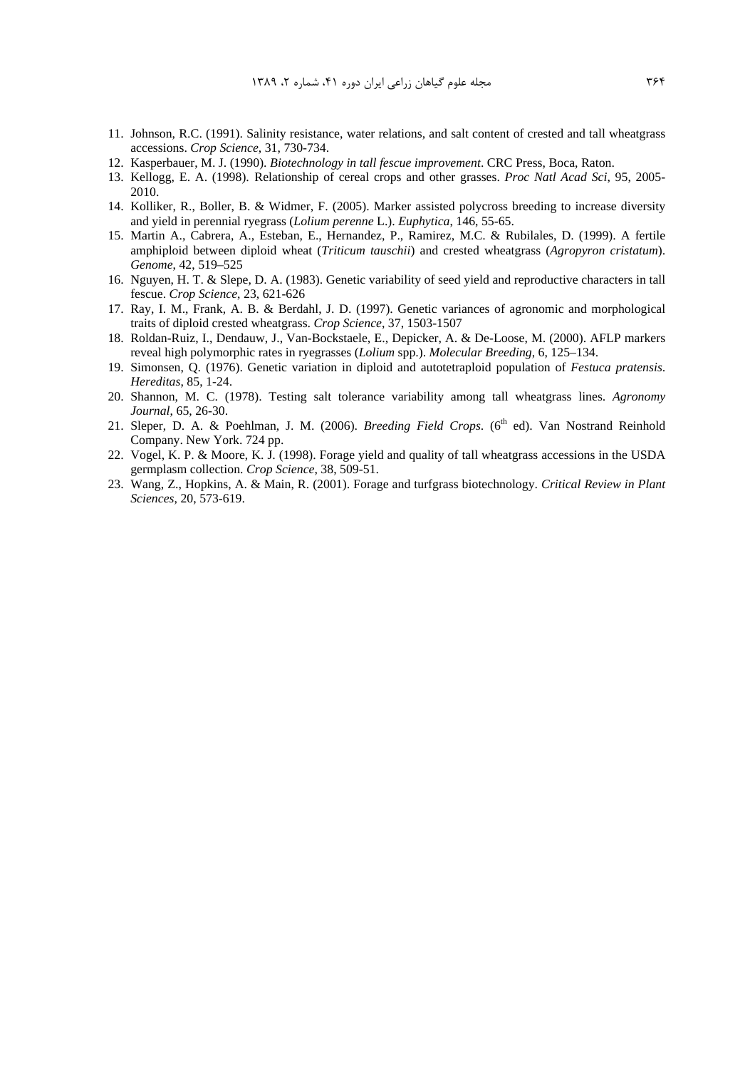11. Johnson, R.C. (1991). Salinity resistance, water relations, and salt content of crested and tall wheatgrass accessions. *Crop Science*, 31, 730-734.
12. Kasperbauer, M. J. (1990). *Biotechnology in tall fescue improvement*. CRC Press, Boca, Raton.
13. Kellogg, E. A. (1998). Relationship of cereal crops and other grasses. *Proc Natl Acad Sci*, 95, 2005-2010.
14. Kolliker, R., Boller, B. & Widmer, F. (2005). Marker assisted polycross breeding to increase diversity and yield in perennial ryegrass (*Lolium perenne* L.). *Euphytica*, 146, 55-65.
15. Martin A., Cabrera, A., Esteban, E., Hernandez, P., Ramirez, M.C. & Rubilales, D. (1999). A fertile amphiploid between diploid wheat (*Triticum tauschii*) and crested wheatgrass (*Agropyron cristatum*). *Genome*, 42, 519–525
16. Nguyen, H. T. & Slepe, D. A. (1983). Genetic variability of seed yield and reproductive characters in tall fescue. *Crop Science*, 23, 621-626
17. Ray, I. M., Frank, A. B. & Berdahl, J. D. (1997). Genetic variances of agronomic and morphological traits of diploid crested wheatgrass. *Crop Science*, 37, 1503-1507
18. Roldan-Ruiz, I., Dendauw, J., Van-Bockstaele, E., Depicker, A. & De-Loose, M. (2000). AFLP markers reveal high polymorphic rates in ryegrasses (*Lolium* spp.). *Molecular Breeding*, 6, 125–134.
19. Simonsen, Q. (1976). Genetic variation in diploid and autotetraploid population of *Festuca pratensis*. *Hereditas*, 85, 1-24.
20. Shannon, M. C. (1978). Testing salt tolerance variability among tall wheatgrass lines. *Agronomy Journal*, 65, 26-30.
21. Sleper, D. A. & Poehlman, J. M. (2006). *Breeding Field Crops*. (6th ed). Van Nostrand Reinhold Company. New York. 724 pp.
22. Vogel, K. P. & Moore, K. J. (1998). Forage yield and quality of tall wheatgrass accessions in the USDA germplasm collection. *Crop Science*, 38, 509-51.
23. Wang, Z., Hopkins, A. & Main, R. (2001). Forage and turfgrass biotechnology. *Critical Review in Plant Sciences*, 20, 573-619.